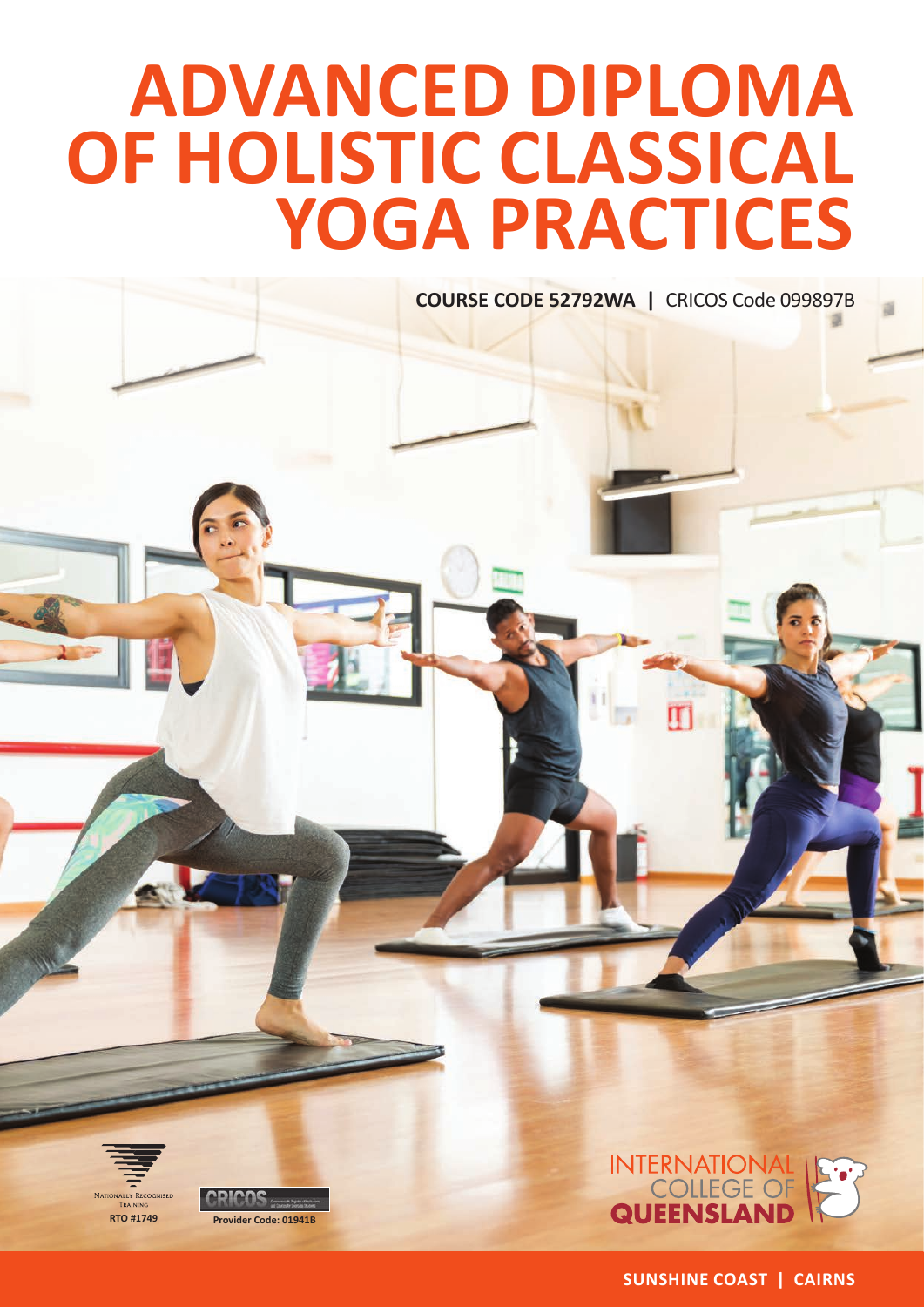# ADVANCED DIPLOMA OF HOLISTIC CLASSICAL YOGA PRACTICES

**COURSE CODE 52792WA |** CRICOS Code 099897B

NATIONALLY RECOGNISED TRAINING
**RTO #1749**

**Provider Code: 01941B**

INTERNATIONAL COLLEGE OF **QUEENSLAND**

**SUNSHINE COAST | CAIRNS**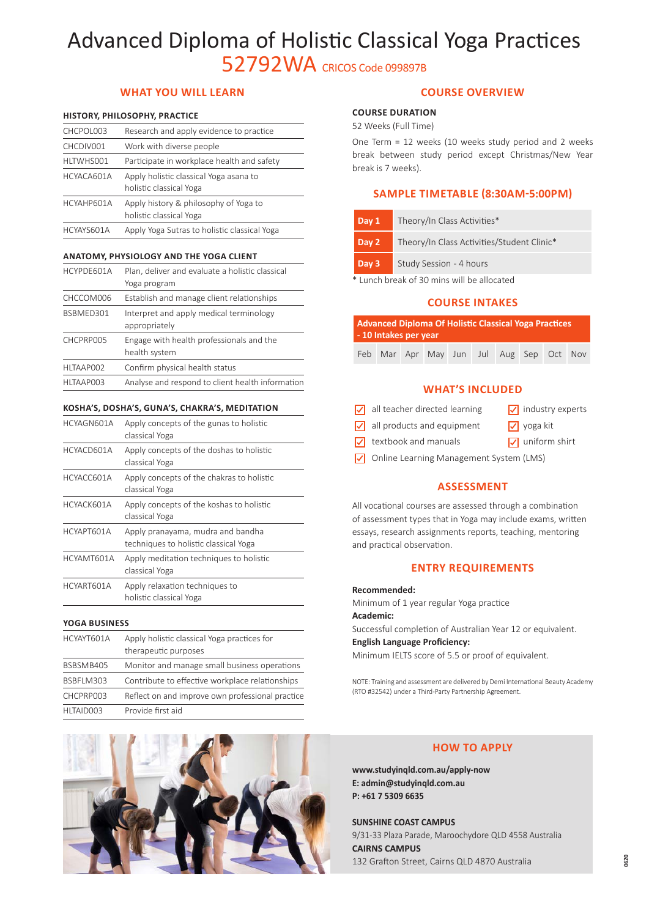# Advanced Diploma of Holistic Classical Yoga Practices

## 52792WA CRICOS Code 099897B

## WHAT YOU WILL LEARN

### HISTORY, PHILOSOPHY, PRACTICE

| | |
|---|---|
| CHCPOL003 | Research and apply evidence to practice |
| CHCDIV001 | Work with diverse people |
| HLTWHS001 | Participate in workplace health and safety |
| HCYACA601A | Apply holistic classical Yoga asana to holistic classical Yoga |
| HCYAHP601A | Apply history & philosophy of Yoga to holistic classical Yoga |
| HCYAYS601A | Apply Yoga Sutras to holistic classical Yoga |

### ANATOMY, PHYSIOLOGY AND THE YOGA CLIENT

| | |
|---|---|
| HCYPDE601A | Plan, deliver and evaluate a holistic classical Yoga program |
| CHCCOM006 | Establish and manage client relationships |
| BSBMED301 | Interpret and apply medical terminology appropriately |
| CHCPRP005 | Engage with health professionals and the health system |
| HLTAAP002 | Confirm physical health status |
| HLTAAP003 | Analyse and respond to client health information |

### KOSHA'S, DOSHA'S, GUNA'S, CHAKRA'S, MEDITATION

| | |
|---|---|
| HCYAGN601A | Apply concepts of the gunas to holistic classical Yoga |
| HCYACD601A | Apply concepts of the doshas to holistic classical Yoga |
| HCYACC601A | Apply concepts of the chakras to holistic classical Yoga |
| HCYACK601A | Apply concepts of the koshas to holistic classical Yoga |
| HCYAPT601A | Apply pranayama, mudra and bandha techniques to holistic classical Yoga |
| HCYAMT601A | Apply meditation techniques to holistic classical Yoga |
| HCYART601A | Apply relaxation techniques to holistic classical Yoga |

### YOGA BUSINESS

| | |
|---|---|
| HCYAYT601A | Apply holistic classical Yoga practices for therapeutic purposes |
| BSBSMB405 | Monitor and manage small business operations |
| BSBFLM303 | Contribute to effective workplace relationships |
| CHCPRP003 | Reflect on and improve own professional practice |
| HLTAID003 | Provide first aid |

## COURSE OVERVIEW

**COURSE DURATION**

52 Weeks (Full Time)

One Term = 12 weeks (10 weeks study period and 2 weeks break between study period except Christmas/New Year break is 7 weeks).

## SAMPLE TIMETABLE (8:30AM-5:00PM)

| | |
|---|---|
| Day 1 | Theory/In Class Activities* |
| Day 2 | Theory/In Class Activities/Student Clinic* |
| Day 3 | Study Session - 4 hours |

* Lunch break of 30 mins will be allocated

## COURSE INTAKES

| Advanced Diploma Of Holistic Classical Yoga Practices - 10 Intakes per year | | | | | | | | | |
|---|---|---|---|---|---|---|---|---|---|
| Feb | Mar | Apr | May | Jun | Jul | Aug | Sep | Oct | Nov |

## WHAT'S INCLUDED

- all teacher directed learning
- all products and equipment
- textbook and manuals
- Online Learning Management System (LMS)
- industry experts
- yoga kit
- uniform shirt

## ASSESSMENT

All vocational courses are assessed through a combination of assessment types that in Yoga may include exams, written essays, research assignments reports, teaching, mentoring and practical observation.

## ENTRY REQUIREMENTS

**Recommended:**
Minimum of 1 year regular Yoga practice

**Academic:**
Successful completion of Australian Year 12 or equivalent.

**English Language Proficiency:**
Minimum IELTS score of 5.5 or proof of equivalent.

NOTE: Training and assessment are delivered by Demi International Beauty Academy (RTO #32542) under a Third-Party Partnership Agreement.

## HOW TO APPLY

**www.studyinqld.com.au/apply-now**
**E: admin@studyinqld.com.au**
**P: +61 7 5309 6635**

**SUNSHINE COAST CAMPUS**
9/31-33 Plaza Parade, Maroochydore QLD 4558 Australia

**CAIRNS CAMPUS**
132 Grafton Street, Cairns QLD 4870 Australia

0620